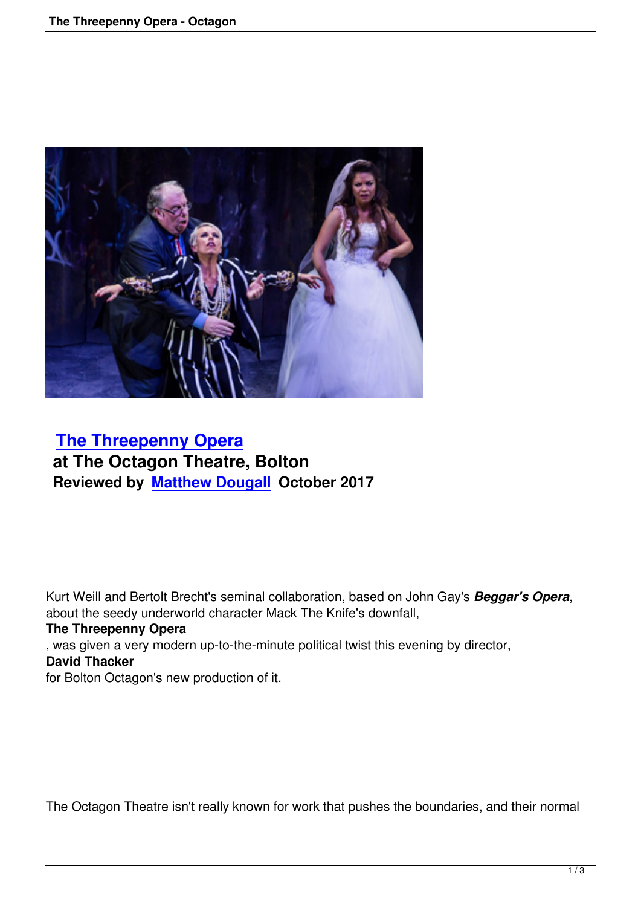## The Threepenny Opera
**at The Octagon Theatre, Bolton**
**Reviewed by Matthew Dougall October 2017**

Kurt Weill and Bertolt Brecht's seminal collaboration, based on John Gay's ***Beggar's Opera***, about the seedy underworld character Mack The Knife's downfall, **The Threepenny Opera**, was given a very modern up-to-the-minute political twist this evening by director, **David Thacker** for Bolton Octagon's new production of it.

The Octagon Theatre isn't really known for work that pushes the boundaries, and their normal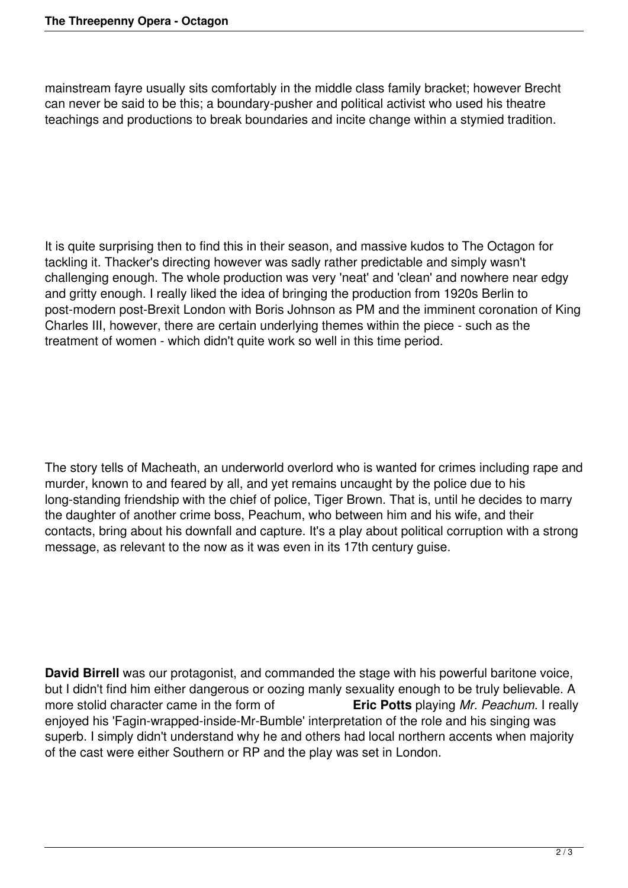mainstream fayre usually sits comfortably in the middle class family bracket; however Brecht can never be said to be this; a boundary-pusher and political activist who used his theatre teachings and productions to break boundaries and incite change within a stymied tradition.

It is quite surprising then to find this in their season, and massive kudos to The Octagon for tackling it. Thacker's directing however was sadly rather predictable and simply wasn't challenging enough. The whole production was very 'neat' and 'clean' and nowhere near edgy and gritty enough. I really liked the idea of bringing the production from 1920s Berlin to post-modern post-Brexit London with Boris Johnson as PM and the imminent coronation of King Charles III, however, there are certain underlying themes within the piece - such as the treatment of women - which didn't quite work so well in this time period.

The story tells of Macheath, an underworld overlord who is wanted for crimes including rape and murder, known to and feared by all, and yet remains uncaught by the police due to his long-standing friendship with the chief of police, Tiger Brown. That is, until he decides to marry the daughter of another crime boss, Peachum, who between him and his wife, and their contacts, bring about his downfall and capture. It's a play about political corruption with a strong message, as relevant to the now as it was even in its 17th century guise.

**David Birrell** was our protagonist, and commanded the stage with his powerful baritone voice, but I didn't find him either dangerous or oozing manly sexuality enough to be truly believable. A more stolid character came in the form of **Eric Potts** playing *Mr. Peachum*. I really enjoyed his 'Fagin-wrapped-inside-Mr-Bumble' interpretation of the role and his singing was superb. I simply didn't understand why he and others had local northern accents when majority of the cast were either Southern or RP and the play was set in London.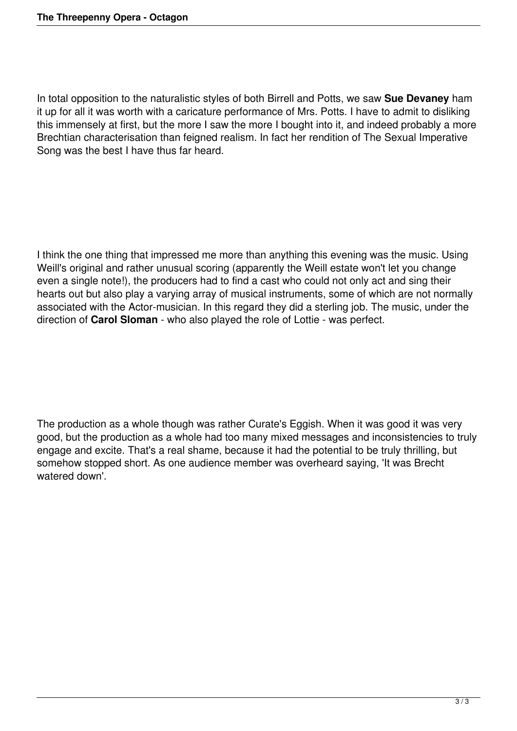In total opposition to the naturalistic styles of both Birrell and Potts, we saw **Sue Devaney** ham it up for all it was worth with a caricature performance of Mrs. Potts. I have to admit to disliking this immensely at first, but the more I saw the more I bought into it, and indeed probably a more Brechtian characterisation than feigned realism. In fact her rendition of The Sexual Imperative Song was the best I have thus far heard.

I think the one thing that impressed me more than anything this evening was the music. Using Weill's original and rather unusual scoring (apparently the Weill estate won't let you change even a single note!), the producers had to find a cast who could not only act and sing their hearts out but also play a varying array of musical instruments, some of which are not normally associated with the Actor-musician. In this regard they did a sterling job. The music, under the direction of **Carol Sloman** - who also played the role of Lottie - was perfect.

The production as a whole though was rather Curate's Eggish. When it was good it was very good, but the production as a whole had too many mixed messages and inconsistencies to truly engage and excite. That's a real shame, because it had the potential to be truly thrilling, but somehow stopped short. As one audience member was overheard saying, 'It was Brecht watered down'.